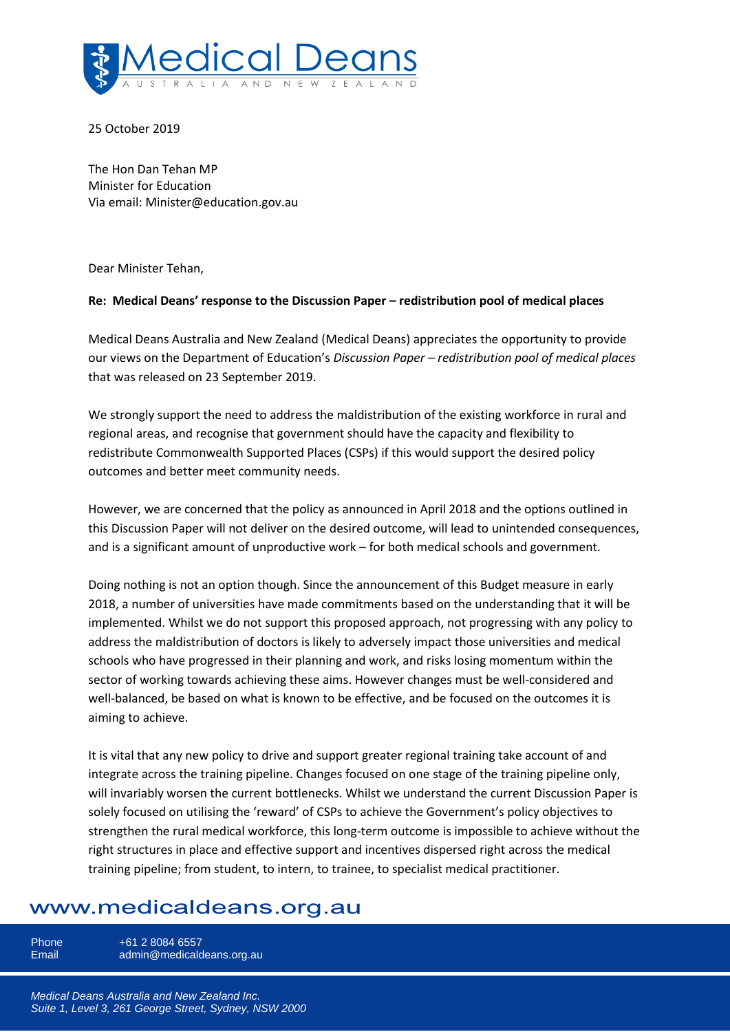25 October 2019

The Hon Dan Tehan MP
Minister for Education
Via email: Minister@education.gov.au

Dear Minister Tehan,

**Re: Medical Deans' response to the Discussion Paper – redistribution pool of medical places**

Medical Deans Australia and New Zealand (Medical Deans) appreciates the opportunity to provide our views on the Department of Education's *Discussion Paper – redistribution pool of medical places* that was released on 23 September 2019.

We strongly support the need to address the maldistribution of the existing workforce in rural and regional areas, and recognise that government should have the capacity and flexibility to redistribute Commonwealth Supported Places (CSPs) if this would support the desired policy outcomes and better meet community needs.

However, we are concerned that the policy as announced in April 2018 and the options outlined in this Discussion Paper will not deliver on the desired outcome, will lead to unintended consequences, and is a significant amount of unproductive work – for both medical schools and government.

Doing nothing is not an option though. Since the announcement of this Budget measure in early 2018, a number of universities have made commitments based on the understanding that it will be implemented. Whilst we do not support this proposed approach, not progressing with any policy to address the maldistribution of doctors is likely to adversely impact those universities and medical schools who have progressed in their planning and work, and risks losing momentum within the sector of working towards achieving these aims. However changes must be well-considered and well-balanced, be based on what is known to be effective, and be focused on the outcomes it is aiming to achieve.

It is vital that any new policy to drive and support greater regional training take account of and integrate across the training pipeline. Changes focused on one stage of the training pipeline only, will invariably worsen the current bottlenecks. Whilst we understand the current Discussion Paper is solely focused on utilising the 'reward' of CSPs to achieve the Government's policy objectives to strengthen the rural medical workforce, this long-term outcome is impossible to achieve without the right structures in place and effective support and incentives dispersed right across the medical training pipeline; from student, to intern, to trainee, to specialist medical practitioner.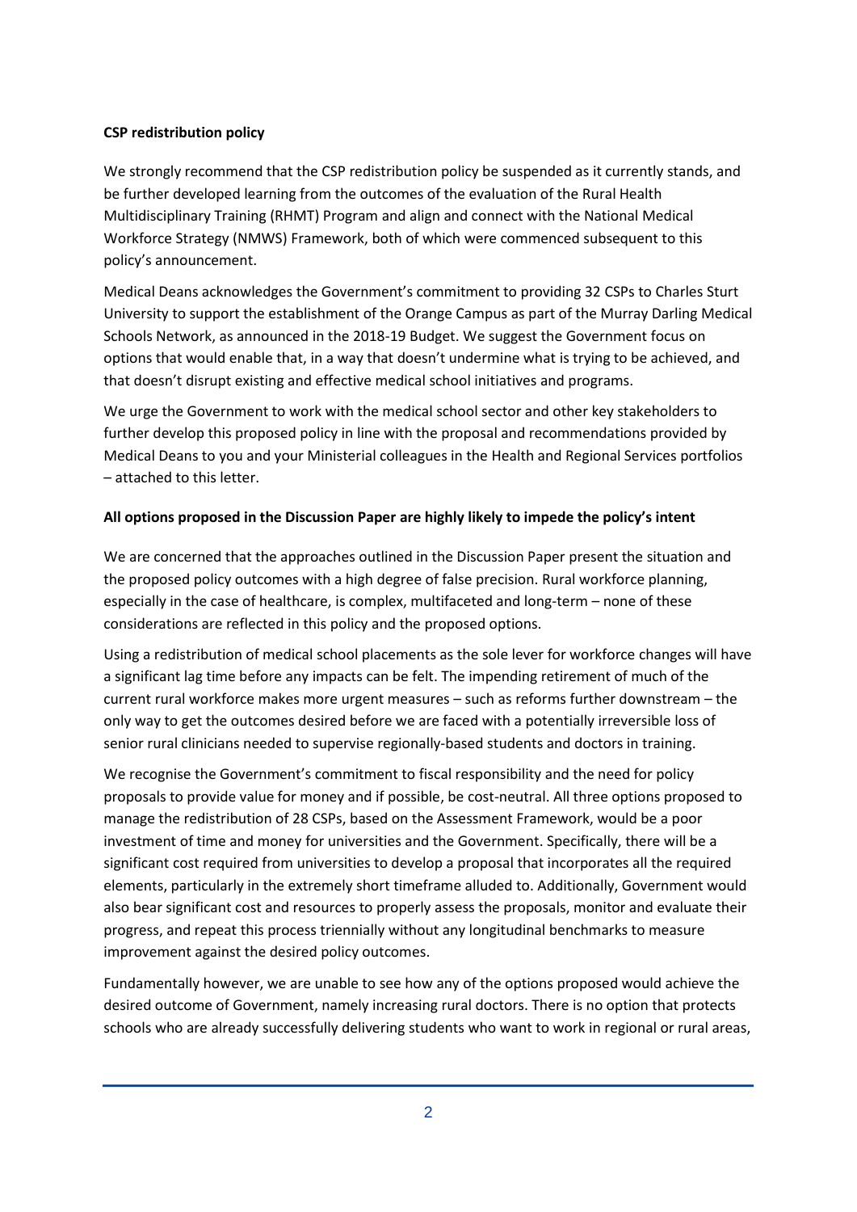**CSP redistribution policy**

We strongly recommend that the CSP redistribution policy be suspended as it currently stands, and be further developed learning from the outcomes of the evaluation of the Rural Health Multidisciplinary Training (RHMT) Program and align and connect with the National Medical Workforce Strategy (NMWS) Framework, both of which were commenced subsequent to this policy's announcement.

Medical Deans acknowledges the Government's commitment to providing 32 CSPs to Charles Sturt University to support the establishment of the Orange Campus as part of the Murray Darling Medical Schools Network, as announced in the 2018-19 Budget. We suggest the Government focus on options that would enable that, in a way that doesn't undermine what is trying to be achieved, and that doesn't disrupt existing and effective medical school initiatives and programs.

We urge the Government to work with the medical school sector and other key stakeholders to further develop this proposed policy in line with the proposal and recommendations provided by Medical Deans to you and your Ministerial colleagues in the Health and Regional Services portfolios – attached to this letter.

**All options proposed in the Discussion Paper are highly likely to impede the policy's intent**

We are concerned that the approaches outlined in the Discussion Paper present the situation and the proposed policy outcomes with a high degree of false precision. Rural workforce planning, especially in the case of healthcare, is complex, multifaceted and long-term – none of these considerations are reflected in this policy and the proposed options.

Using a redistribution of medical school placements as the sole lever for workforce changes will have a significant lag time before any impacts can be felt. The impending retirement of much of the current rural workforce makes more urgent measures – such as reforms further downstream – the only way to get the outcomes desired before we are faced with a potentially irreversible loss of senior rural clinicians needed to supervise regionally-based students and doctors in training.

We recognise the Government's commitment to fiscal responsibility and the need for policy proposals to provide value for money and if possible, be cost-neutral. All three options proposed to manage the redistribution of 28 CSPs, based on the Assessment Framework, would be a poor investment of time and money for universities and the Government. Specifically, there will be a significant cost required from universities to develop a proposal that incorporates all the required elements, particularly in the extremely short timeframe alluded to. Additionally, Government would also bear significant cost and resources to properly assess the proposals, monitor and evaluate their progress, and repeat this process triennially without any longitudinal benchmarks to measure improvement against the desired policy outcomes.

Fundamentally however, we are unable to see how any of the options proposed would achieve the desired outcome of Government, namely increasing rural doctors. There is no option that protects schools who are already successfully delivering students who want to work in regional or rural areas,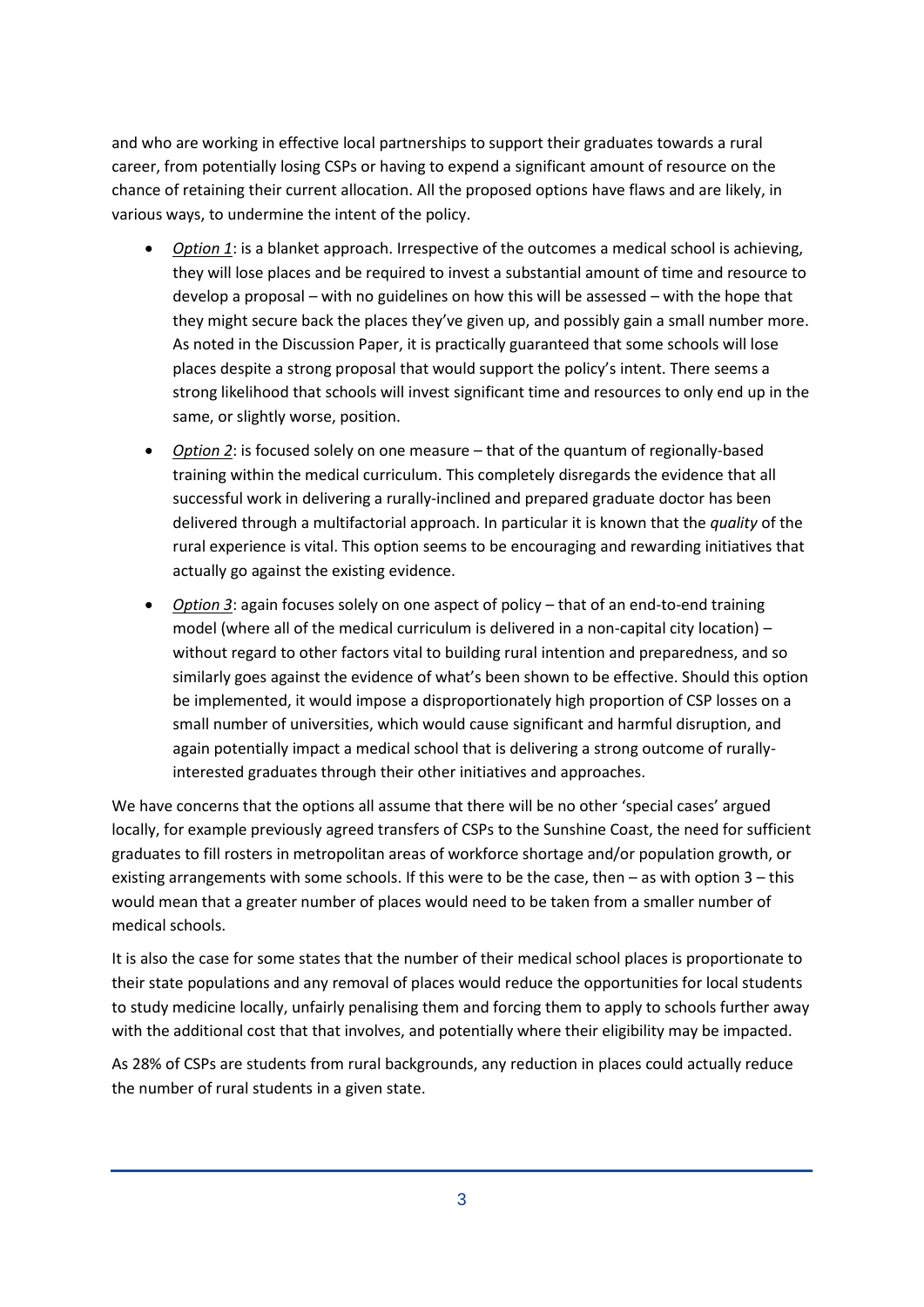and who are working in effective local partnerships to support their graduates towards a rural career, from potentially losing CSPs or having to expend a significant amount of resource on the chance of retaining their current allocation. All the proposed options have flaws and are likely, in various ways, to undermine the intent of the policy.

- *Option 1*: is a blanket approach. Irrespective of the outcomes a medical school is achieving, they will lose places and be required to invest a substantial amount of time and resource to develop a proposal – with no guidelines on how this will be assessed – with the hope that they might secure back the places they've given up, and possibly gain a small number more. As noted in the Discussion Paper, it is practically guaranteed that some schools will lose places despite a strong proposal that would support the policy's intent. There seems a strong likelihood that schools will invest significant time and resources to only end up in the same, or slightly worse, position.
- *Option 2*: is focused solely on one measure – that of the quantum of regionally-based training within the medical curriculum. This completely disregards the evidence that all successful work in delivering a rurally-inclined and prepared graduate doctor has been delivered through a multifactorial approach. In particular it is known that the *quality* of the rural experience is vital. This option seems to be encouraging and rewarding initiatives that actually go against the existing evidence.
- *Option 3*: again focuses solely on one aspect of policy – that of an end-to-end training model (where all of the medical curriculum is delivered in a non-capital city location) – without regard to other factors vital to building rural intention and preparedness, and so similarly goes against the evidence of what's been shown to be effective. Should this option be implemented, it would impose a disproportionately high proportion of CSP losses on a small number of universities, which would cause significant and harmful disruption, and again potentially impact a medical school that is delivering a strong outcome of rurally-interested graduates through their other initiatives and approaches.

We have concerns that the options all assume that there will be no other 'special cases' argued locally, for example previously agreed transfers of CSPs to the Sunshine Coast, the need for sufficient graduates to fill rosters in metropolitan areas of workforce shortage and/or population growth, or existing arrangements with some schools. If this were to be the case, then – as with option 3 – this would mean that a greater number of places would need to be taken from a smaller number of medical schools.

It is also the case for some states that the number of their medical school places is proportionate to their state populations and any removal of places would reduce the opportunities for local students to study medicine locally, unfairly penalising them and forcing them to apply to schools further away with the additional cost that that involves, and potentially where their eligibility may be impacted.

As 28% of CSPs are students from rural backgrounds, any reduction in places could actually reduce the number of rural students in a given state.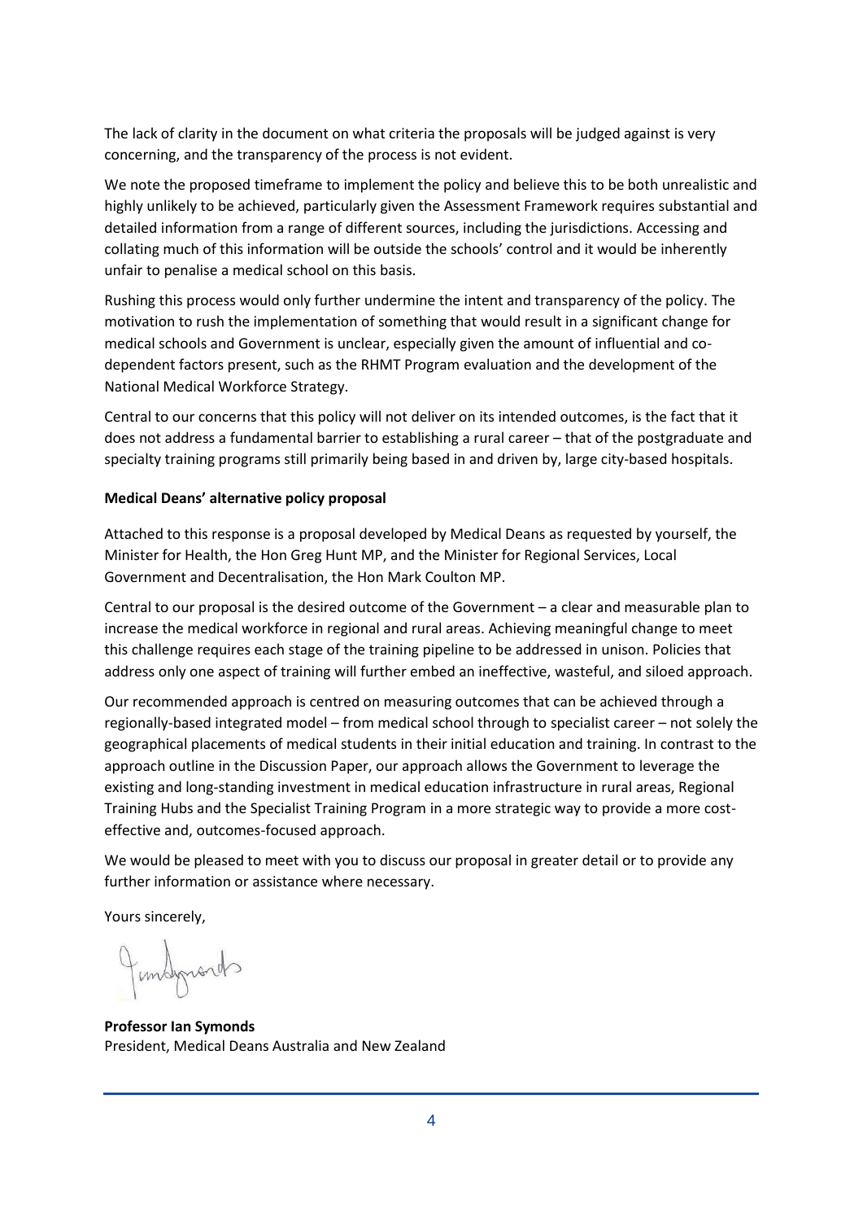The lack of clarity in the document on what criteria the proposals will be judged against is very concerning, and the transparency of the process is not evident.

We note the proposed timeframe to implement the policy and believe this to be both unrealistic and highly unlikely to be achieved, particularly given the Assessment Framework requires substantial and detailed information from a range of different sources, including the jurisdictions. Accessing and collating much of this information will be outside the schools' control and it would be inherently unfair to penalise a medical school on this basis.

Rushing this process would only further undermine the intent and transparency of the policy. The motivation to rush the implementation of something that would result in a significant change for medical schools and Government is unclear, especially given the amount of influential and co-dependent factors present, such as the RHMT Program evaluation and the development of the National Medical Workforce Strategy.

Central to our concerns that this policy will not deliver on its intended outcomes, is the fact that it does not address a fundamental barrier to establishing a rural career – that of the postgraduate and specialty training programs still primarily being based in and driven by, large city-based hospitals.

**Medical Deans' alternative policy proposal**

Attached to this response is a proposal developed by Medical Deans as requested by yourself, the Minister for Health, the Hon Greg Hunt MP, and the Minister for Regional Services, Local Government and Decentralisation, the Hon Mark Coulton MP.

Central to our proposal is the desired outcome of the Government – a clear and measurable plan to increase the medical workforce in regional and rural areas. Achieving meaningful change to meet this challenge requires each stage of the training pipeline to be addressed in unison. Policies that address only one aspect of training will further embed an ineffective, wasteful, and siloed approach.

Our recommended approach is centred on measuring outcomes that can be achieved through a regionally-based integrated model – from medical school through to specialist career – not solely the geographical placements of medical students in their initial education and training. In contrast to the approach outline in the Discussion Paper, our approach allows the Government to leverage the existing and long-standing investment in medical education infrastructure in rural areas, Regional Training Hubs and the Specialist Training Program in a more strategic way to provide a more cost-effective and, outcomes-focused approach.

We would be pleased to meet with you to discuss our proposal in greater detail or to provide any further information or assistance where necessary.

Yours sincerely,

**Professor Ian Symonds**
President, Medical Deans Australia and New Zealand